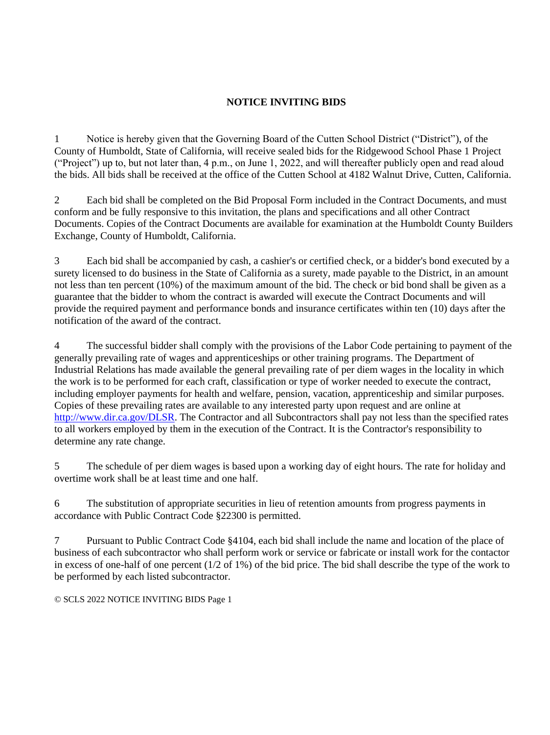# NOTICE INVITING BIDS

1 Notice is hereby given that the Governing Board of the Cutten School District ("District"), of the County of Humboldt, State of California, will receive sealed bids for the Ridgewood School Phase 1 Project ("Project") up to, but not later than, 4 p.m., on June 1, 2022, and will thereafter publicly open and read aloud the bids. All bids shall be received at the office of the Cutten School at 4182 Walnut Drive, Cutten, California.

2 Each bid shall be completed on the Bid Proposal Form included in the Contract Documents, and must conform and be fully responsive to this invitation, the plans and specifications and all other Contract Documents. Copies of the Contract Documents are available for examination at the Humboldt County Builders Exchange, County of Humboldt, California.

3 Each bid shall be accompanied by cash, a cashier's or certified check, or a bidder's bond executed by a surety licensed to do business in the State of California as a surety, made payable to the District, in an amount not less than ten percent (10%) of the maximum amount of the bid. The check or bid bond shall be given as a guarantee that the bidder to whom the contract is awarded will execute the Contract Documents and will provide the required payment and performance bonds and insurance certificates within ten (10) days after the notification of the award of the contract.

4 The successful bidder shall comply with the provisions of the Labor Code pertaining to payment of the generally prevailing rate of wages and apprenticeships or other training programs. The Department of Industrial Relations has made available the general prevailing rate of per diem wages in the locality in which the work is to be performed for each craft, classification or type of worker needed to execute the contract, including employer payments for health and welfare, pension, vacation, apprenticeship and similar purposes. Copies of these prevailing rates are available to any interested party upon request and are online at http://www.dir.ca.gov/DLSR. The Contractor and all Subcontractors shall pay not less than the specified rates to all workers employed by them in the execution of the Contract. It is the Contractor's responsibility to determine any rate change.

5 The schedule of per diem wages is based upon a working day of eight hours. The rate for holiday and overtime work shall be at least time and one half.

6 The substitution of appropriate securities in lieu of retention amounts from progress payments in accordance with Public Contract Code §22300 is permitted.

7 Pursuant to Public Contract Code §4104, each bid shall include the name and location of the place of business of each subcontractor who shall perform work or service or fabricate or install work for the contactor in excess of one-half of one percent (1/2 of 1%) of the bid price. The bid shall describe the type of the work to be performed by each listed subcontractor.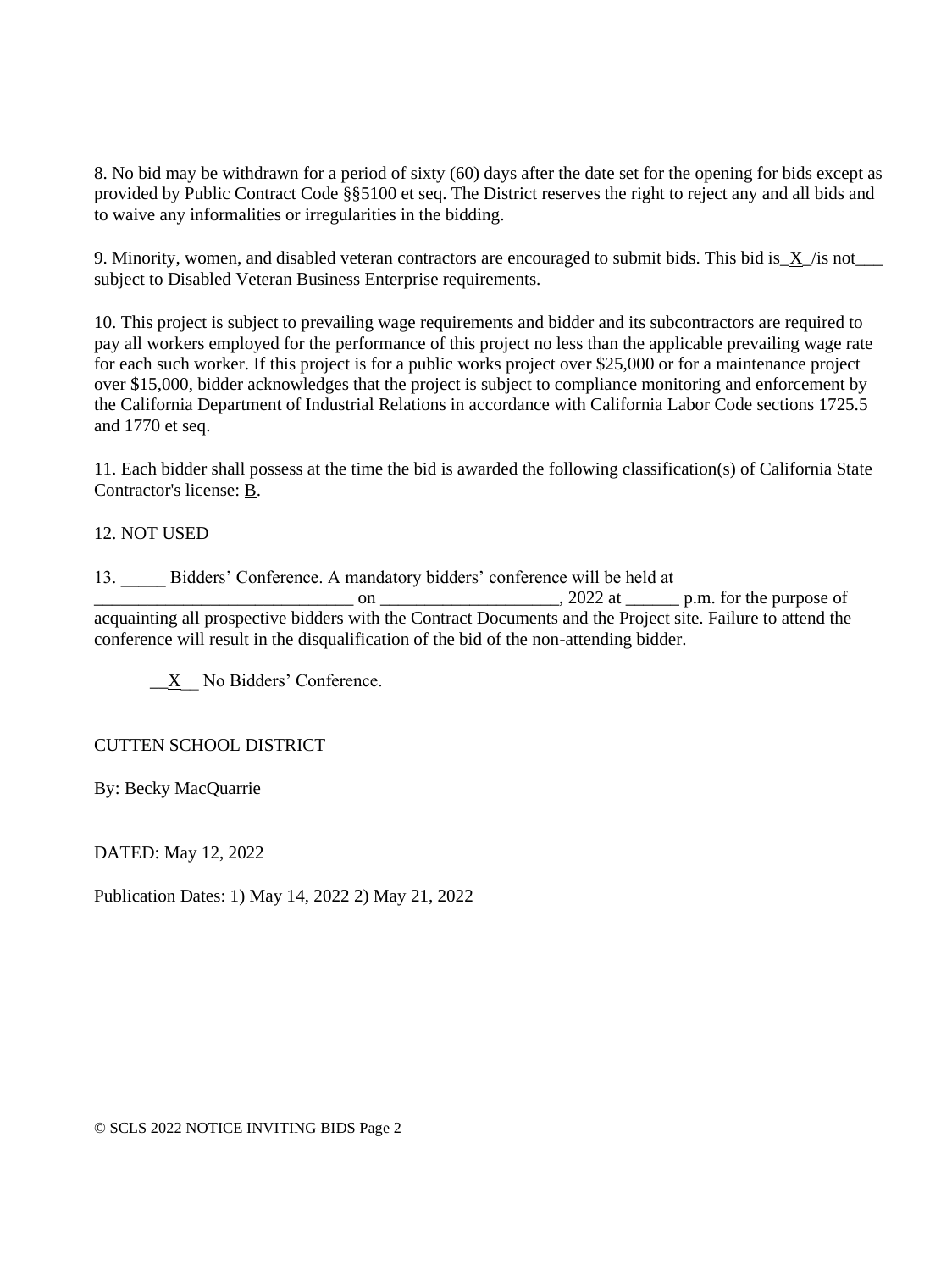8. No bid may be withdrawn for a period of sixty (60) days after the date set for the opening for bids except as provided by Public Contract Code §§5100 et seq. The District reserves the right to reject any and all bids and to waive any informalities or irregularities in the bidding.

9. Minority, women, and disabled veteran contractors are encouraged to submit bids. This bid is_X_/is not___ subject to Disabled Veteran Business Enterprise requirements.

10. This project is subject to prevailing wage requirements and bidder and its subcontractors are required to pay all workers employed for the performance of this project no less than the applicable prevailing wage rate for each such worker. If this project is for a public works project over $25,000 or for a maintenance project over $15,000, bidder acknowledges that the project is subject to compliance monitoring and enforcement by the California Department of Industrial Relations in accordance with California Labor Code sections 1725.5 and 1770 et seq.

11. Each bidder shall possess at the time the bid is awarded the following classification(s) of California State Contractor's license: B.

12. NOT USED

13. _____ Bidders' Conference. A mandatory bidders' conference will be held at _____________________________ on ___________________, 2022 at ______ p.m. for the purpose of acquainting all prospective bidders with the Contract Documents and the Project site. Failure to attend the conference will result in the disqualification of the bid of the non-attending bidder.

__X__ No Bidders' Conference.

CUTTEN SCHOOL DISTRICT

By: Becky MacQuarrie

DATED: May 12, 2022

Publication Dates: 1) May 14, 2022 2) May 21, 2022

© SCLS 2022 NOTICE INVITING BIDS